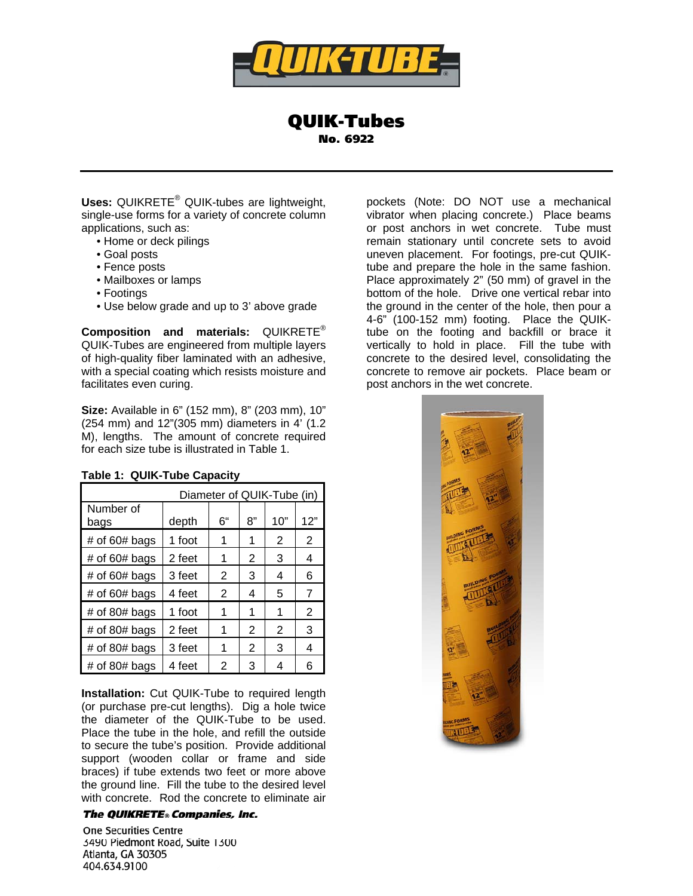# QUIK-Tubes

**No. 6922**

**Uses:** QUIKRETE® QUIK-tubes are lightweight, single-use forms for a variety of concrete column applications, such as:

- Home or deck pilings
- Goal posts
- Fence posts
- Mailboxes or lamps
- Footings
- Use below grade and up to 3' above grade

**Composition and materials:** QUIKRETE® QUIK-Tubes are engineered from multiple layers of high-quality fiber laminated with an adhesive, with a special coating which resists moisture and facilitates even curing.

**Size:** Available in 6" (152 mm), 8" (203 mm), 10" (254 mm) and 12"(305 mm) diameters in 4' (1.2 M), lengths. The amount of concrete required for each size tube is illustrated in Table 1.

**Table 1: QUIK-Tube Capacity**

| | | Diameter of QUIK-Tube (in) | | | |
|---|---|---|---|---|---|
| Number of bags | depth | 6" | 8" | 10" | 12" |
| # of 60# bags | 1 foot | 1 | 1 | 2 | 2 |
| # of 60# bags | 2 feet | 1 | 2 | 3 | 4 |
| # of 60# bags | 3 feet | 2 | 3 | 4 | 6 |
| # of 60# bags | 4 feet | 2 | 4 | 5 | 7 |
| # of 80# bags | 1 foot | 1 | 1 | 1 | 2 |
| # of 80# bags | 2 feet | 1 | 2 | 2 | 3 |
| # of 80# bags | 3 feet | 1 | 2 | 3 | 4 |
| # of 80# bags | 4 feet | 2 | 3 | 4 | 6 |

**Installation:** Cut QUIK-Tube to required length (or purchase pre-cut lengths). Dig a hole twice the diameter of the QUIK-Tube to be used. Place the tube in the hole, and refill the outside to secure the tube's position. Provide additional support (wooden collar or frame and side braces) if tube extends two feet or more above the ground line. Fill the tube to the desired level with concrete. Rod the concrete to eliminate air pockets (Note: DO NOT use a mechanical vibrator when placing concrete.) Place beams or post anchors in wet concrete. Tube must remain stationary until concrete sets to avoid uneven placement. For footings, pre-cut QUIK-tube and prepare the hole in the same fashion. Place approximately 2" (50 mm) of gravel in the bottom of the hole. Drive one vertical rebar into the ground in the center of the hole, then pour a 4-6" (100-152 mm) footing. Place the QUIK-tube on the footing and backfill or brace it vertically to hold in place. Fill the tube with concrete to the desired level, consolidating the concrete to remove air pockets. Place beam or post anchors in the wet concrete.

***The QUIKRETE® Companies, Inc.***

One Securities Centre
3490 Piedmont Road, Suite 1300
Atlanta, GA 30305
404.634.9100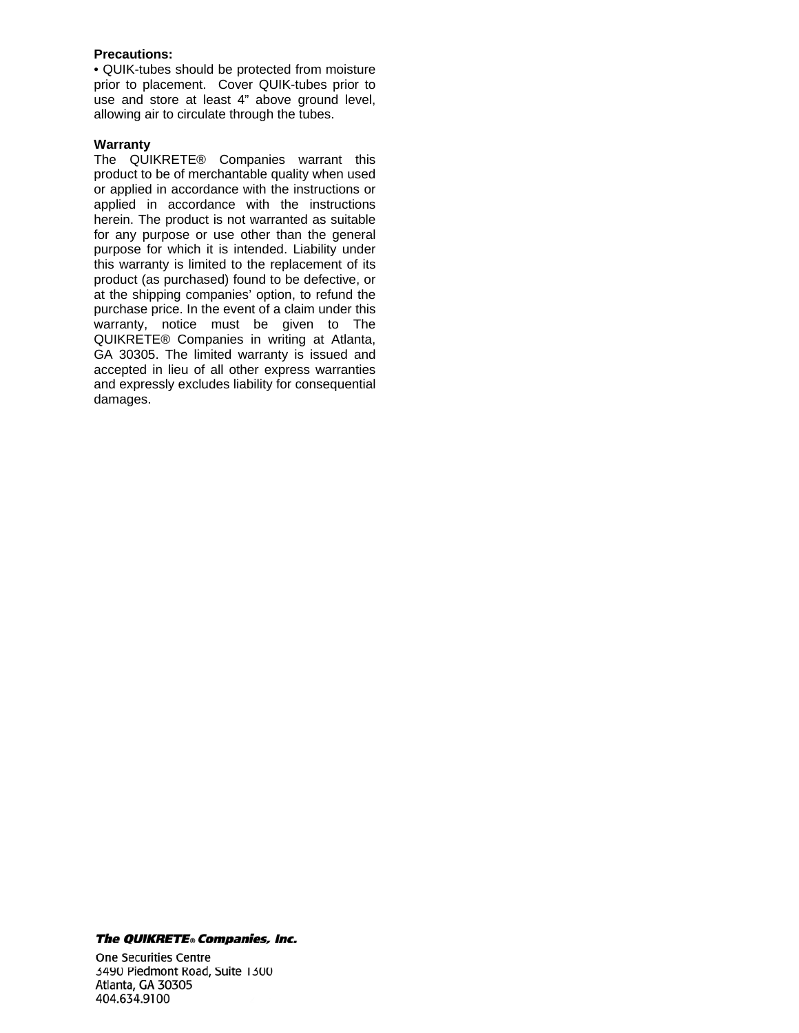**Precautions:**

• QUIK-tubes should be protected from moisture prior to placement.  Cover QUIK-tubes prior to use and store at least 4" above ground level, allowing air to circulate through the tubes.

**Warranty**

The QUIKRETE® Companies warrant this product to be of merchantable quality when used or applied in accordance with the instructions or applied in accordance with the instructions herein. The product is not warranted as suitable for any purpose or use other than the general purpose for which it is intended. Liability under this warranty is limited to the replacement of its product (as purchased) found to be defective, or at the shipping companies' option, to refund the purchase price. In the event of a claim under this warranty, notice must be given to The QUIKRETE® Companies in writing at Atlanta, GA 30305. The limited warranty is issued and accepted in lieu of all other express warranties and expressly excludes liability for consequential damages.

***The QUIKRETE® Companies, Inc.***

One Securities Centre
3490 Piedmont Road, Suite 1300
Atlanta, GA 30305
404.634.9100